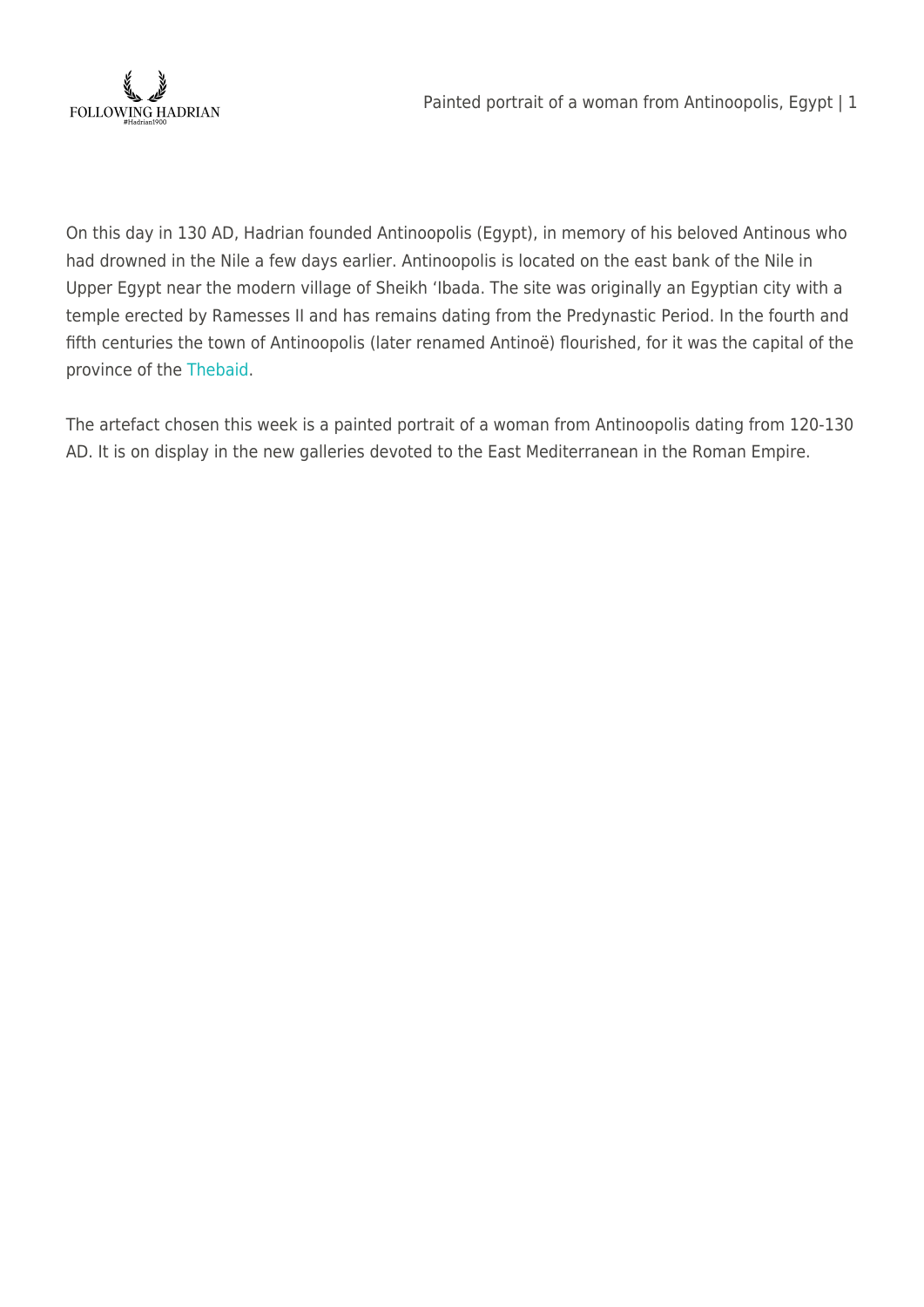On this day in 130 AD, Hadrian founded Antinoopolis (Egypt), in memory of his beloved Antinous who had drowned in the Nile a few days earlier. Antinoopolis is located on the east bank of the Nile in Upper Egypt near the modern village of Sheikh ‘Ibada. The site was originally an Egyptian city with a temple erected by Ramesses II and has remains dating from the Predynastic Period. In the fourth and fifth centuries the town of Antinoopolis (later renamed Antinoë) flourished, for it was the capital of the province of the Thebaid.

The artefact chosen this week is a painted portrait of a woman from Antinoopolis dating from 120-130 AD. It is on display in the new galleries devoted to the East Mediterranean in the Roman Empire.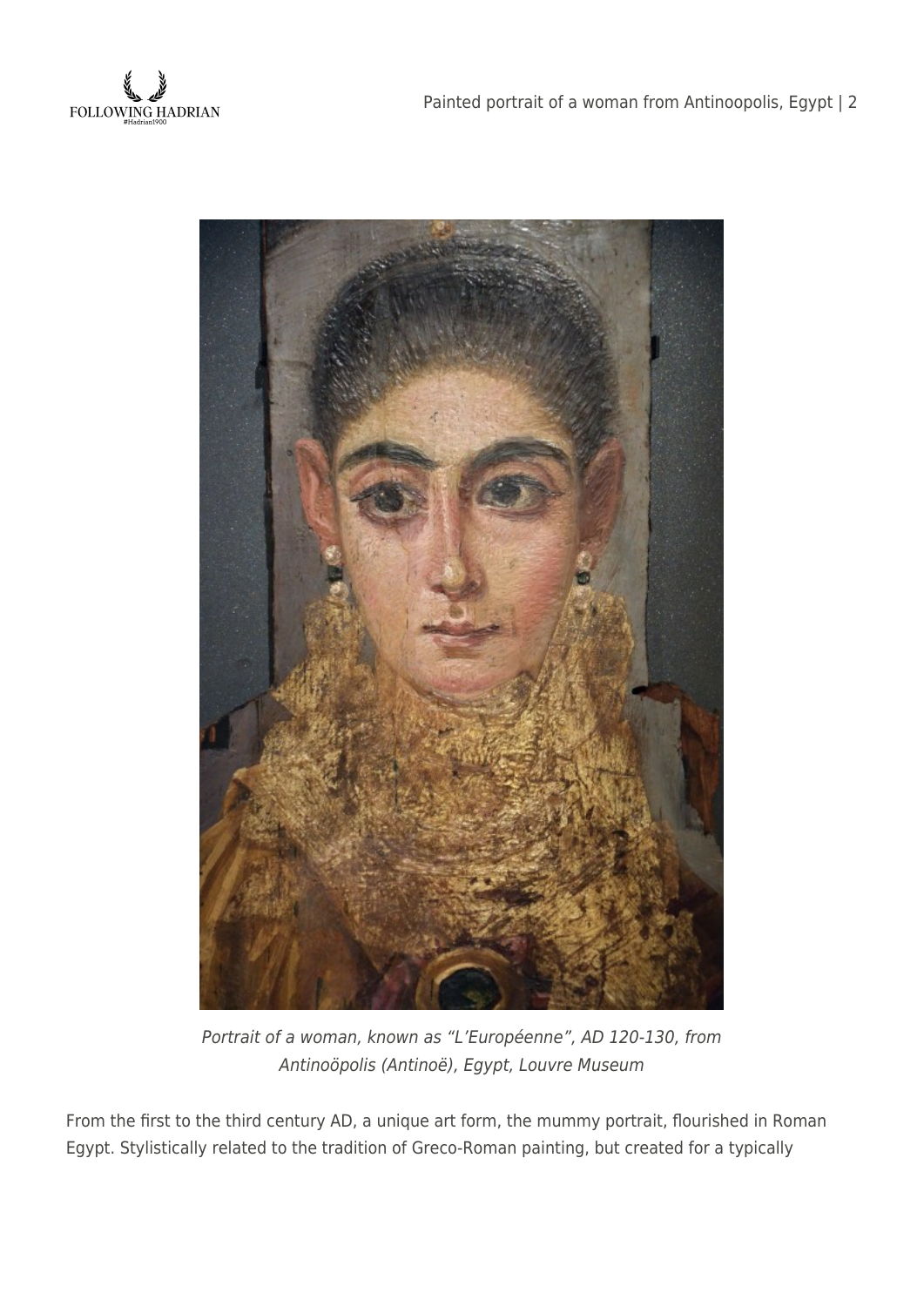*Portrait of a woman, known as “L’Européenne”, AD 120-130, from Antinoöpolis (Antinoë), Egypt, Louvre Museum*

From the first to the third century AD, a unique art form, the mummy portrait, flourished in Roman Egypt. Stylistically related to the tradition of Greco-Roman painting, but created for a typically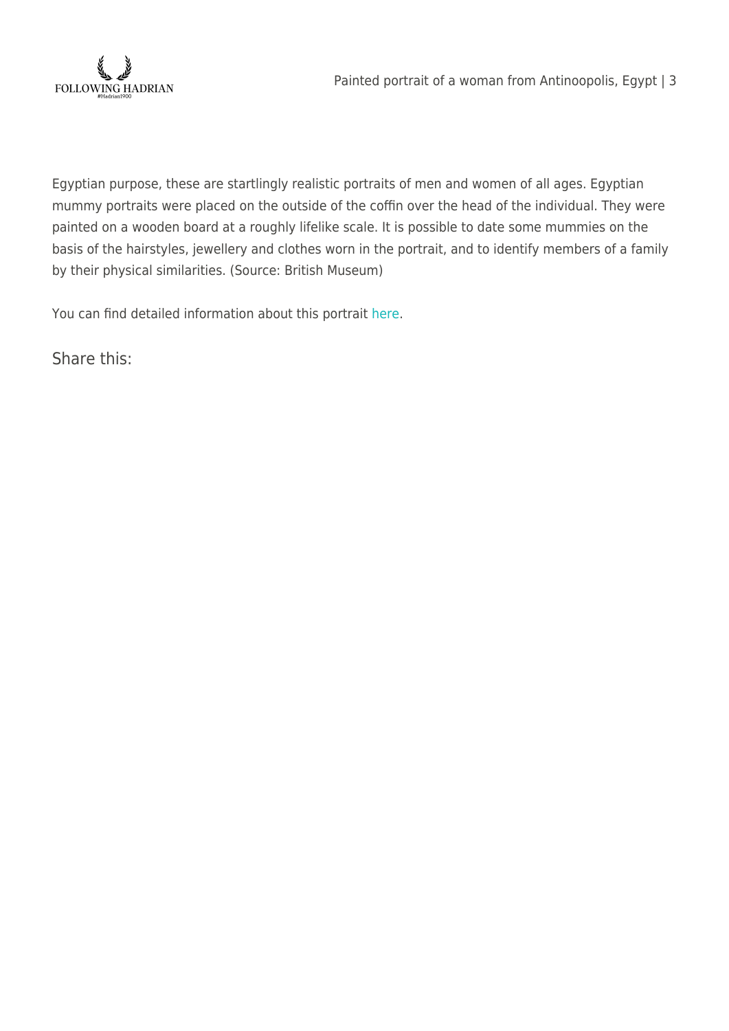Egyptian purpose, these are startlingly realistic portraits of men and women of all ages. Egyptian mummy portraits were placed on the outside of the coffin over the head of the individual. They were painted on a wooden board at a roughly lifelike scale. It is possible to date some mummies on the basis of the hairstyles, jewellery and clothes worn in the portrait, and to identify members of a family by their physical similarities. (Source: British Museum)

You can find detailed information about this portrait here.

Share this: